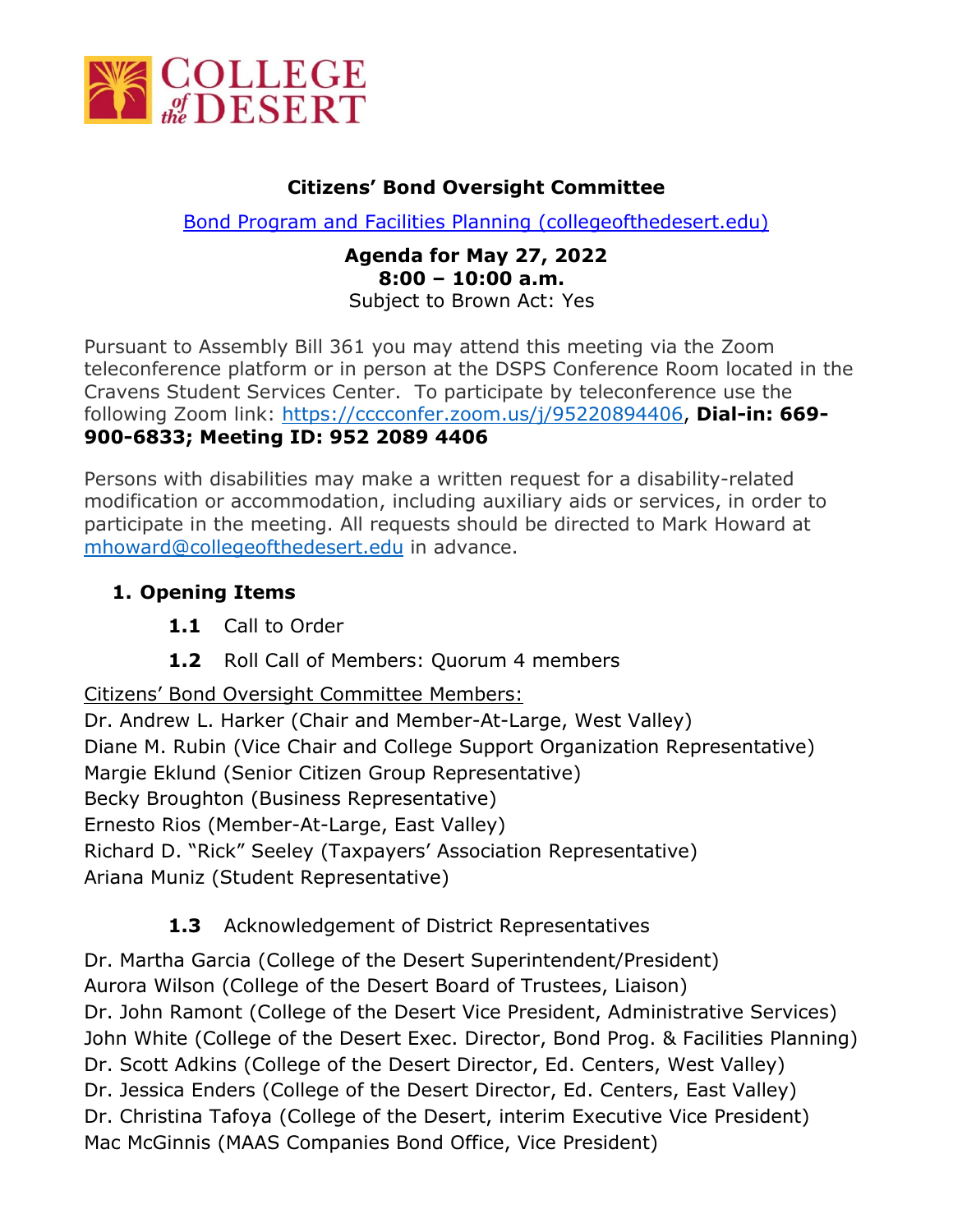# Citizens' Bond Oversight Committee

[Bond Program and Facilities Planning (collegeofthedesert.edu)](https://collegeofthedesert.edu)

**Agenda for May 27, 2022**
**8:00 – 10:00 a.m.**
Subject to Brown Act: Yes

Pursuant to Assembly Bill 361 you may attend this meeting via the Zoom teleconference platform or in person at the DSPS Conference Room located in the Cravens Student Services Center. To participate by teleconference use the following Zoom link: https://cccconfer.zoom.us/j/95220894406, **Dial-in: 669-900-6833; Meeting ID: 952 2089 4406**

Persons with disabilities may make a written request for a disability-related modification or accommodation, including auxiliary aids or services, in order to participate in the meeting. All requests should be directed to Mark Howard at mhoward@collegeofthedesert.edu in advance.

## 1. Opening Items

**1.1** Call to Order

**1.2** Roll Call of Members: Quorum 4 members

Citizens' Bond Oversight Committee Members:

Dr. Andrew L. Harker (Chair and Member-At-Large, West Valley)
Diane M. Rubin (Vice Chair and College Support Organization Representative)
Margie Eklund (Senior Citizen Group Representative)
Becky Broughton (Business Representative)
Ernesto Rios (Member-At-Large, East Valley)
Richard D. "Rick" Seeley (Taxpayers' Association Representative)
Ariana Muniz (Student Representative)

**1.3** Acknowledgement of District Representatives

Dr. Martha Garcia (College of the Desert Superintendent/President)
Aurora Wilson (College of the Desert Board of Trustees, Liaison)
Dr. John Ramont (College of the Desert Vice President, Administrative Services)
John White (College of the Desert Exec. Director, Bond Prog. & Facilities Planning)
Dr. Scott Adkins (College of the Desert Director, Ed. Centers, West Valley)
Dr. Jessica Enders (College of the Desert Director, Ed. Centers, East Valley)
Dr. Christina Tafoya (College of the Desert, interim Executive Vice President)
Mac McGinnis (MAAS Companies Bond Office, Vice President)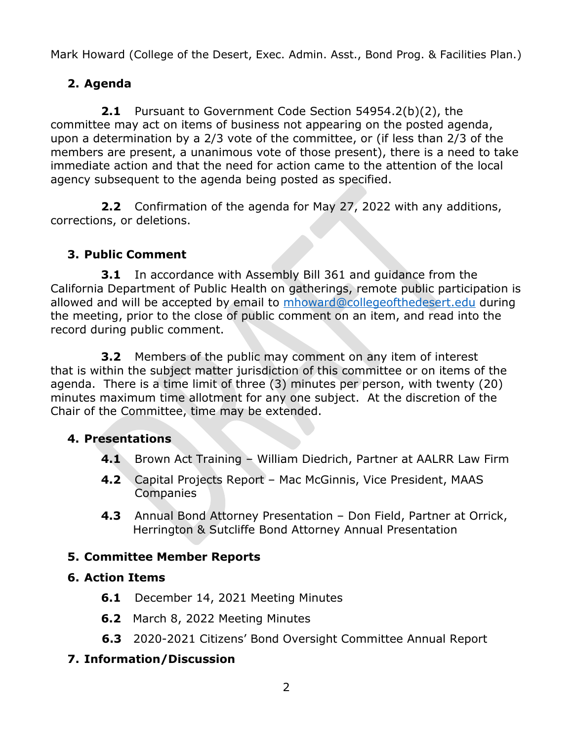Mark Howard (College of the Desert, Exec. Admin. Asst., Bond Prog. & Facilities Plan.)

**2. Agenda**

**2.1** Pursuant to Government Code Section 54954.2(b)(2), the committee may act on items of business not appearing on the posted agenda, upon a determination by a 2/3 vote of the committee, or (if less than 2/3 of the members are present, a unanimous vote of those present), there is a need to take immediate action and that the need for action came to the attention of the local agency subsequent to the agenda being posted as specified.

**2.2** Confirmation of the agenda for May 27, 2022 with any additions, corrections, or deletions.

**3. Public Comment**

**3.1** In accordance with Assembly Bill 361 and guidance from the California Department of Public Health on gatherings, remote public participation is allowed and will be accepted by email to mhoward@collegeofthedesert.edu during the meeting, prior to the close of public comment on an item, and read into the record during public comment.

**3.2** Members of the public may comment on any item of interest that is within the subject matter jurisdiction of this committee or on items of the agenda. There is a time limit of three (3) minutes per person, with twenty (20) minutes maximum time allotment for any one subject. At the discretion of the Chair of the Committee, time may be extended.

**4. Presentations**

**4.1** Brown Act Training – William Diedrich, Partner at AALRR Law Firm

**4.2** Capital Projects Report – Mac McGinnis, Vice President, MAAS Companies

**4.3** Annual Bond Attorney Presentation – Don Field, Partner at Orrick, Herrington & Sutcliffe Bond Attorney Annual Presentation

**5. Committee Member Reports**

**6. Action Items**

**6.1** December 14, 2021 Meeting Minutes

**6.2** March 8, 2022 Meeting Minutes

**6.3** 2020-2021 Citizens' Bond Oversight Committee Annual Report

**7. Information/Discussion**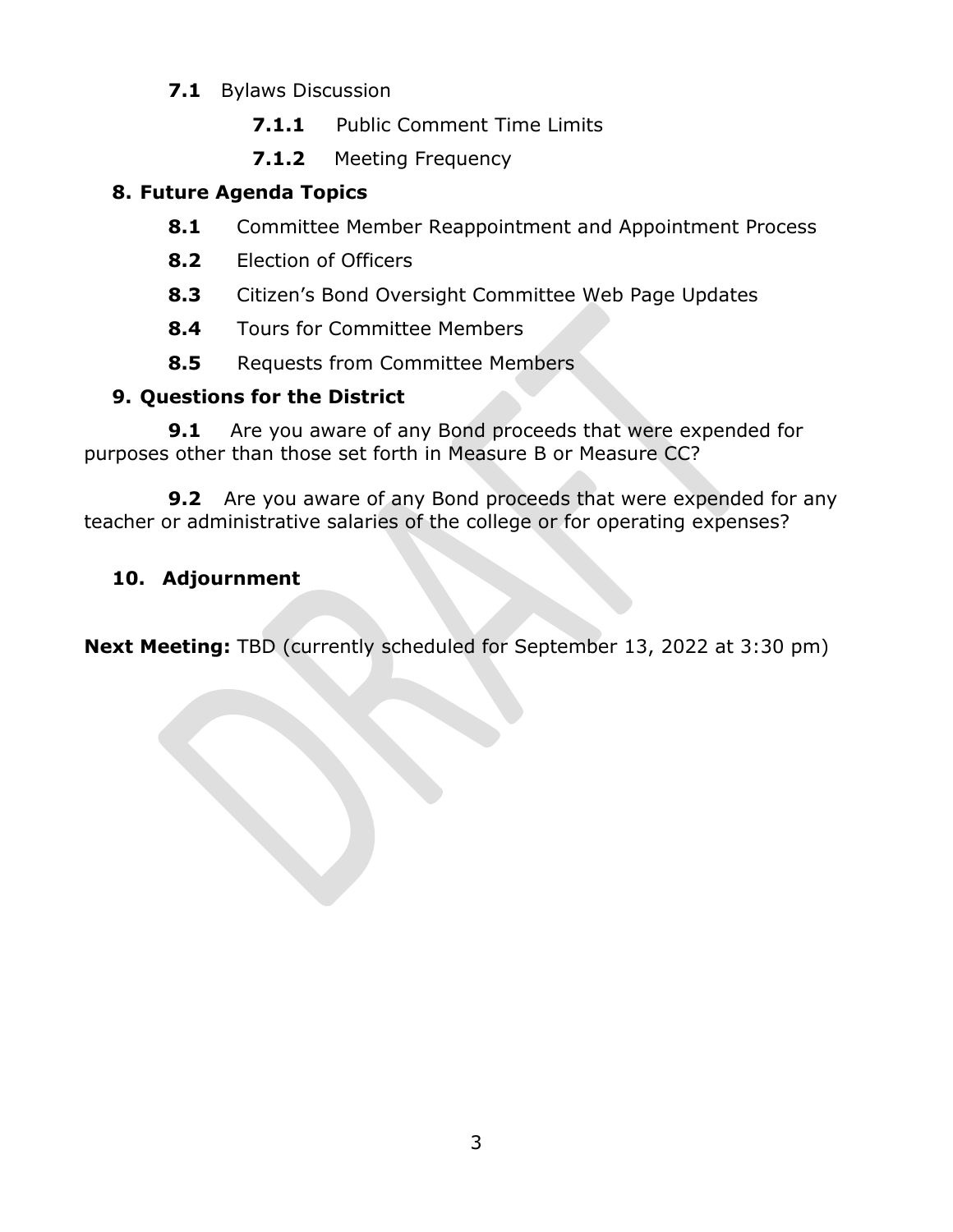**7.1** Bylaws Discussion

**7.1.1** Public Comment Time Limits

**7.1.2** Meeting Frequency

**8. Future Agenda Topics**

**8.1** Committee Member Reappointment and Appointment Process

**8.2** Election of Officers

**8.3** Citizen's Bond Oversight Committee Web Page Updates

**8.4** Tours for Committee Members

**8.5** Requests from Committee Members

**9. Questions for the District**

**9.1** Are you aware of any Bond proceeds that were expended for purposes other than those set forth in Measure B or Measure CC?

**9.2** Are you aware of any Bond proceeds that were expended for any teacher or administrative salaries of the college or for operating expenses?

**10. Adjournment**

**Next Meeting:** TBD (currently scheduled for September 13, 2022 at 3:30 pm)